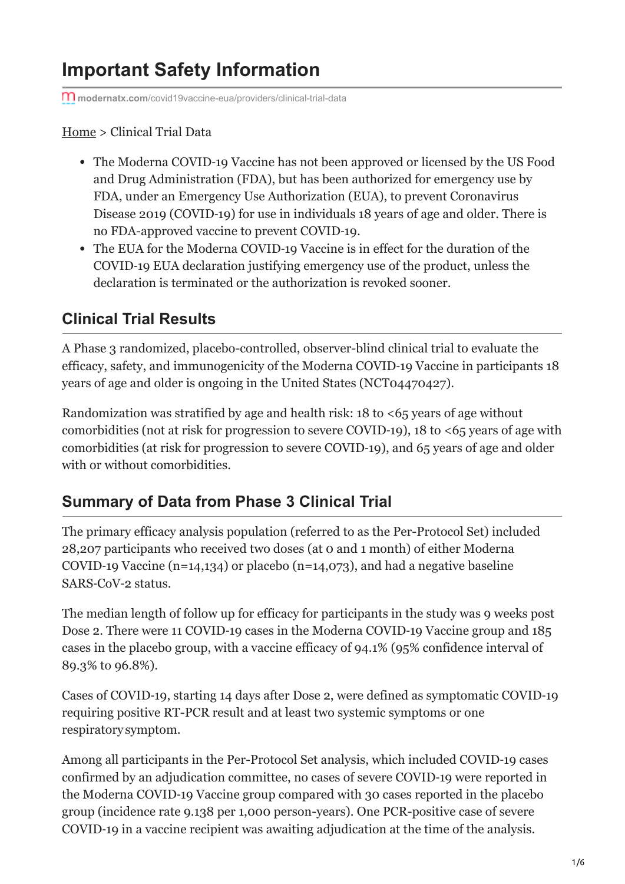# Important Safety Information

modernatx.com/covid19vaccine-eua/providers/clinical-trial-data

Home > Clinical Trial Data

- The Moderna COVID-19 Vaccine has not been approved or licensed by the US Food and Drug Administration (FDA), but has been authorized for emergency use by FDA, under an Emergency Use Authorization (EUA), to prevent Coronavirus Disease 2019 (COVID-19) for use in individuals 18 years of age and older. There is no FDA-approved vaccine to prevent COVID-19.
- The EUA for the Moderna COVID-19 Vaccine is in effect for the duration of the COVID-19 EUA declaration justifying emergency use of the product, unless the declaration is terminated or the authorization is revoked sooner.

## Clinical Trial Results

A Phase 3 randomized, placebo-controlled, observer-blind clinical trial to evaluate the efficacy, safety, and immunogenicity of the Moderna COVID-19 Vaccine in participants 18 years of age and older is ongoing in the United States (NCT04470427).

Randomization was stratified by age and health risk: 18 to <65 years of age without comorbidities (not at risk for progression to severe COVID-19), 18 to <65 years of age with comorbidities (at risk for progression to severe COVID-19), and 65 years of age and older with or without comorbidities.

## Summary of Data from Phase 3 Clinical Trial

The primary efficacy analysis population (referred to as the Per-Protocol Set) included 28,207 participants who received two doses (at 0 and 1 month) of either Moderna COVID-19 Vaccine (n=14,134) or placebo (n=14,073), and had a negative baseline SARS-CoV-2 status.

The median length of follow up for efficacy for participants in the study was 9 weeks post Dose 2. There were 11 COVID-19 cases in the Moderna COVID-19 Vaccine group and 185 cases in the placebo group, with a vaccine efficacy of 94.1% (95% confidence interval of 89.3% to 96.8%).

Cases of COVID-19, starting 14 days after Dose 2, were defined as symptomatic COVID-19 requiring positive RT-PCR result and at least two systemic symptoms or one respiratory symptom.

Among all participants in the Per-Protocol Set analysis, which included COVID-19 cases confirmed by an adjudication committee, no cases of severe COVID-19 were reported in the Moderna COVID-19 Vaccine group compared with 30 cases reported in the placebo group (incidence rate 9.138 per 1,000 person-years). One PCR-positive case of severe COVID-19 in a vaccine recipient was awaiting adjudication at the time of the analysis.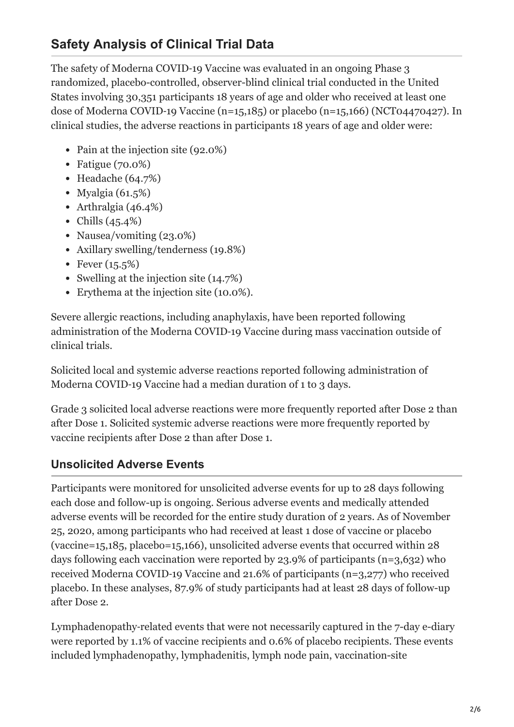## Safety Analysis of Clinical Trial Data

The safety of Moderna COVID-19 Vaccine was evaluated in an ongoing Phase 3 randomized, placebo-controlled, observer-blind clinical trial conducted in the United States involving 30,351 participants 18 years of age and older who received at least one dose of Moderna COVID-19 Vaccine (n=15,185) or placebo (n=15,166) (NCT04470427). In clinical studies, the adverse reactions in participants 18 years of age and older were:

- Pain at the injection site (92.0%)
- Fatigue (70.0%)
- Headache (64.7%)
- Myalgia (61.5%)
- Arthralgia (46.4%)
- Chills (45.4%)
- Nausea/vomiting (23.0%)
- Axillary swelling/tenderness (19.8%)
- Fever (15.5%)
- Swelling at the injection site (14.7%)
- Erythema at the injection site (10.0%).

Severe allergic reactions, including anaphylaxis, have been reported following administration of the Moderna COVID-19 Vaccine during mass vaccination outside of clinical trials.

Solicited local and systemic adverse reactions reported following administration of Moderna COVID-19 Vaccine had a median duration of 1 to 3 days.

Grade 3 solicited local adverse reactions were more frequently reported after Dose 2 than after Dose 1. Solicited systemic adverse reactions were more frequently reported by vaccine recipients after Dose 2 than after Dose 1.

### Unsolicited Adverse Events

Participants were monitored for unsolicited adverse events for up to 28 days following each dose and follow-up is ongoing. Serious adverse events and medically attended adverse events will be recorded for the entire study duration of 2 years. As of November 25, 2020, among participants who had received at least 1 dose of vaccine or placebo (vaccine=15,185, placebo=15,166), unsolicited adverse events that occurred within 28 days following each vaccination were reported by 23.9% of participants (n=3,632) who received Moderna COVID-19 Vaccine and 21.6% of participants (n=3,277) who received placebo. In these analyses, 87.9% of study participants had at least 28 days of follow-up after Dose 2.

Lymphadenopathy-related events that were not necessarily captured in the 7-day e-diary were reported by 1.1% of vaccine recipients and 0.6% of placebo recipients. These events included lymphadenopathy, lymphadenitis, lymph node pain, vaccination-site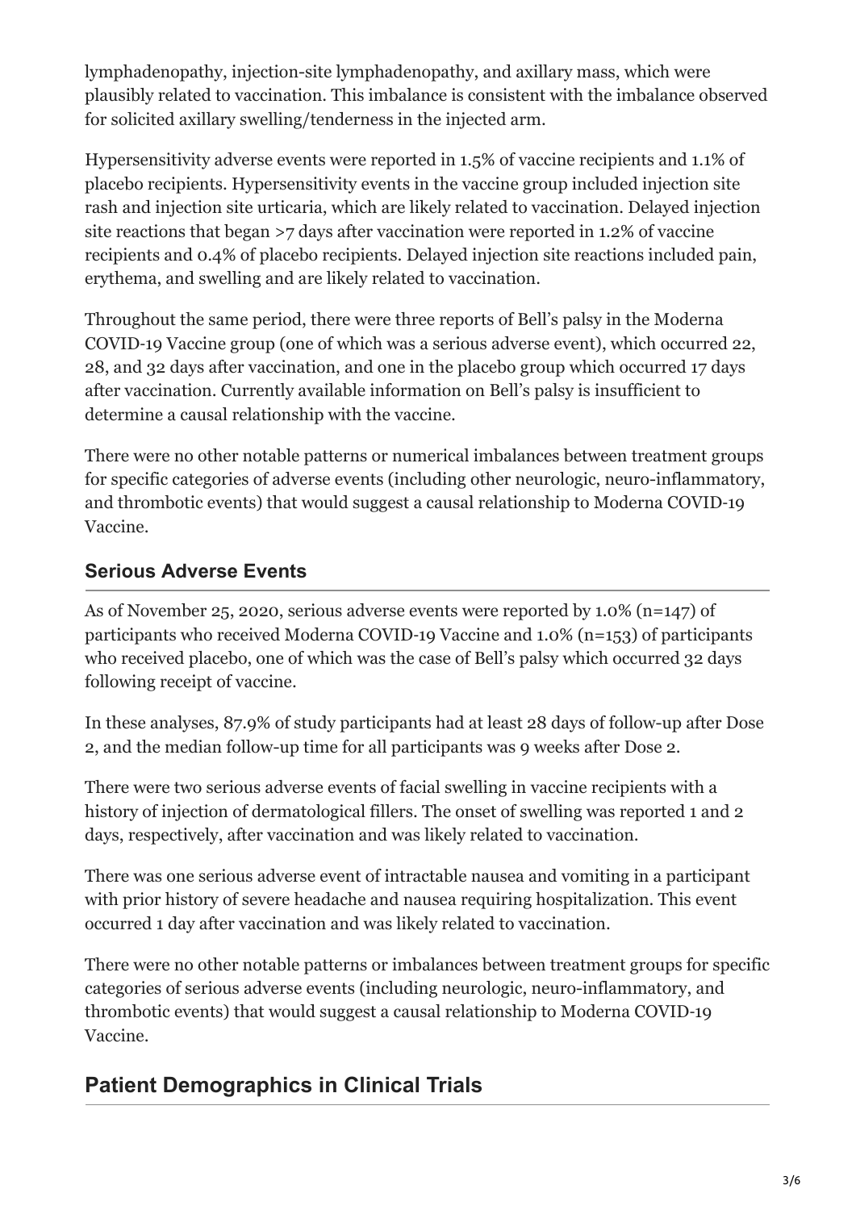lymphadenopathy, injection-site lymphadenopathy, and axillary mass, which were plausibly related to vaccination. This imbalance is consistent with the imbalance observed for solicited axillary swelling/tenderness in the injected arm.

Hypersensitivity adverse events were reported in 1.5% of vaccine recipients and 1.1% of placebo recipients. Hypersensitivity events in the vaccine group included injection site rash and injection site urticaria, which are likely related to vaccination. Delayed injection site reactions that began >7 days after vaccination were reported in 1.2% of vaccine recipients and 0.4% of placebo recipients. Delayed injection site reactions included pain, erythema, and swelling and are likely related to vaccination.

Throughout the same period, there were three reports of Bell's palsy in the Moderna COVID-19 Vaccine group (one of which was a serious adverse event), which occurred 22, 28, and 32 days after vaccination, and one in the placebo group which occurred 17 days after vaccination. Currently available information on Bell's palsy is insufficient to determine a causal relationship with the vaccine.

There were no other notable patterns or numerical imbalances between treatment groups for specific categories of adverse events (including other neurologic, neuro-inflammatory, and thrombotic events) that would suggest a causal relationship to Moderna COVID-19 Vaccine.

### Serious Adverse Events

As of November 25, 2020, serious adverse events were reported by 1.0% (n=147) of participants who received Moderna COVID-19 Vaccine and 1.0% (n=153) of participants who received placebo, one of which was the case of Bell's palsy which occurred 32 days following receipt of vaccine.

In these analyses, 87.9% of study participants had at least 28 days of follow-up after Dose 2, and the median follow-up time for all participants was 9 weeks after Dose 2.

There were two serious adverse events of facial swelling in vaccine recipients with a history of injection of dermatological fillers. The onset of swelling was reported 1 and 2 days, respectively, after vaccination and was likely related to vaccination.

There was one serious adverse event of intractable nausea and vomiting in a participant with prior history of severe headache and nausea requiring hospitalization. This event occurred 1 day after vaccination and was likely related to vaccination.

There were no other notable patterns or imbalances between treatment groups for specific categories of serious adverse events (including neurologic, neuro-inflammatory, and thrombotic events) that would suggest a causal relationship to Moderna COVID-19 Vaccine.

## Patient Demographics in Clinical Trials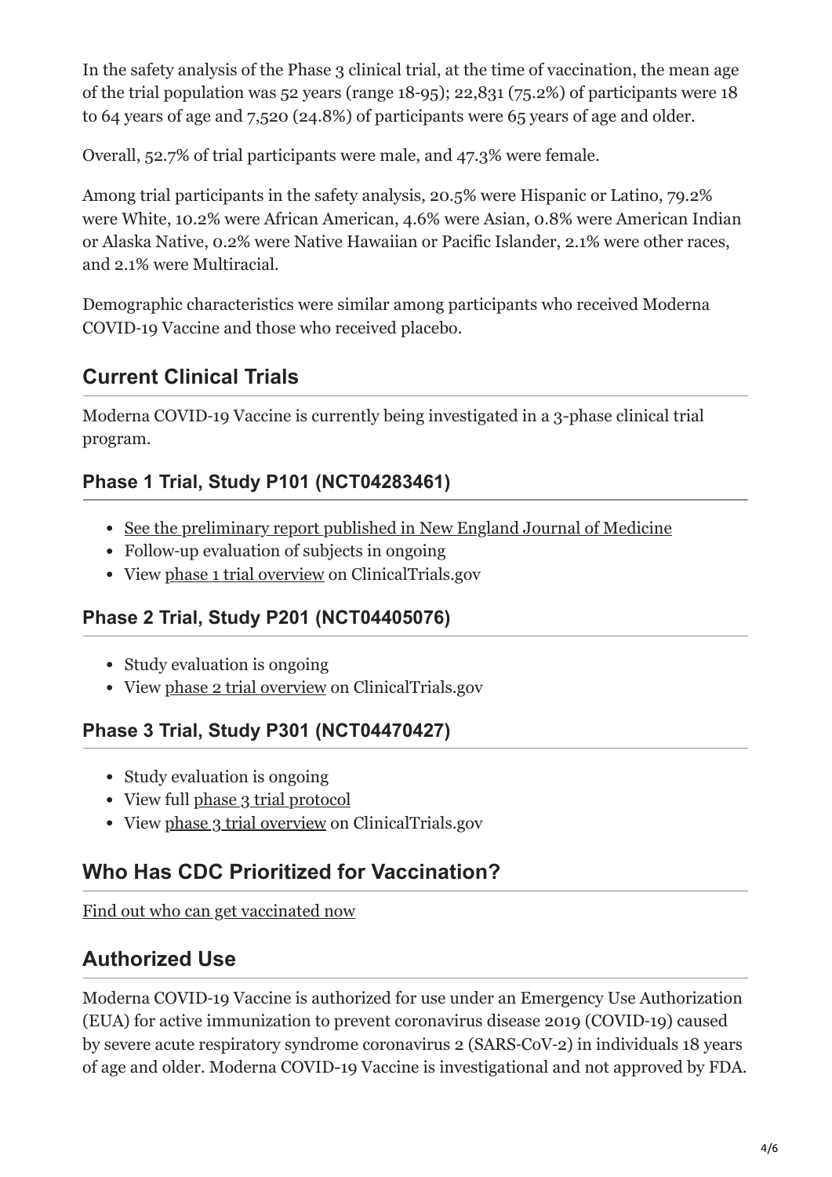In the safety analysis of the Phase 3 clinical trial, at the time of vaccination, the mean age of the trial population was 52 years (range 18-95); 22,831 (75.2%) of participants were 18 to 64 years of age and 7,520 (24.8%) of participants were 65 years of age and older.

Overall, 52.7% of trial participants were male, and 47.3% were female.

Among trial participants in the safety analysis, 20.5% were Hispanic or Latino, 79.2% were White, 10.2% were African American, 4.6% were Asian, 0.8% were American Indian or Alaska Native, 0.2% were Native Hawaiian or Pacific Islander, 2.1% were other races, and 2.1% were Multiracial.

Demographic characteristics were similar among participants who received Moderna COVID-19 Vaccine and those who received placebo.

## Current Clinical Trials

Moderna COVID-19 Vaccine is currently being investigated in a 3-phase clinical trial program.

### Phase 1 Trial, Study P101 (NCT04283461)

- See the preliminary report published in New England Journal of Medicine
- Follow-up evaluation of subjects in ongoing
- View phase 1 trial overview on ClinicalTrials.gov

### Phase 2 Trial, Study P201 (NCT04405076)

- Study evaluation is ongoing
- View phase 2 trial overview on ClinicalTrials.gov

### Phase 3 Trial, Study P301 (NCT04470427)

- Study evaluation is ongoing
- View full phase 3 trial protocol
- View phase 3 trial overview on ClinicalTrials.gov

## Who Has CDC Prioritized for Vaccination?

Find out who can get vaccinated now

## Authorized Use

Moderna COVID-19 Vaccine is authorized for use under an Emergency Use Authorization (EUA) for active immunization to prevent coronavirus disease 2019 (COVID-19) caused by severe acute respiratory syndrome coronavirus 2 (SARS-CoV-2) in individuals 18 years of age and older. Moderna COVID-19 Vaccine is investigational and not approved by FDA.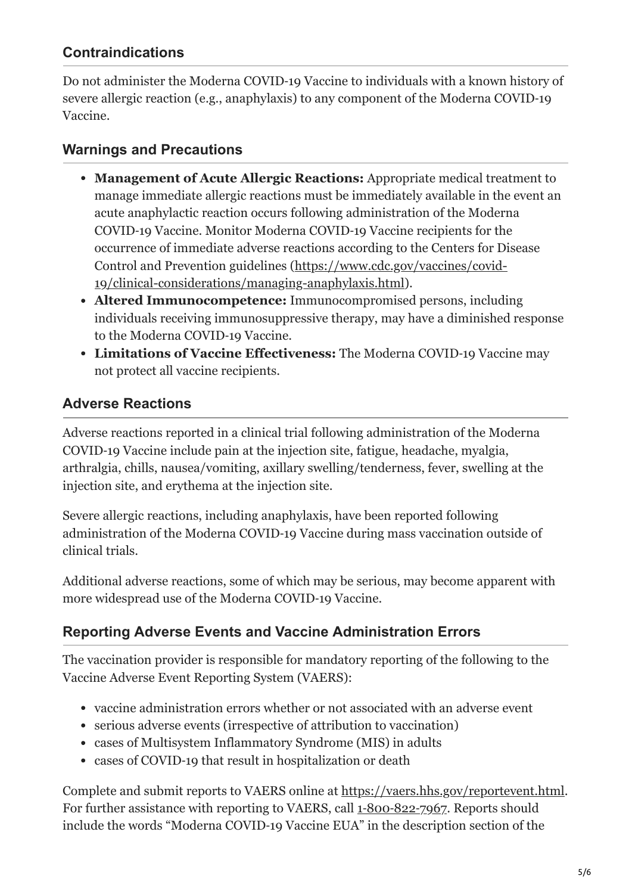## Contraindications

Do not administer the Moderna COVID-19 Vaccine to individuals with a known history of severe allergic reaction (e.g., anaphylaxis) to any component of the Moderna COVID-19 Vaccine.

## Warnings and Precautions

- **Management of Acute Allergic Reactions:** Appropriate medical treatment to manage immediate allergic reactions must be immediately available in the event an acute anaphylactic reaction occurs following administration of the Moderna COVID-19 Vaccine. Monitor Moderna COVID-19 Vaccine recipients for the occurrence of immediate adverse reactions according to the Centers for Disease Control and Prevention guidelines (https://www.cdc.gov/vaccines/covid-19/clinical-considerations/managing-anaphylaxis.html).
- **Altered Immunocompetence:** Immunocompromised persons, including individuals receiving immunosuppressive therapy, may have a diminished response to the Moderna COVID-19 Vaccine.
- **Limitations of Vaccine Effectiveness:** The Moderna COVID-19 Vaccine may not protect all vaccine recipients.

## Adverse Reactions

Adverse reactions reported in a clinical trial following administration of the Moderna COVID-19 Vaccine include pain at the injection site, fatigue, headache, myalgia, arthralgia, chills, nausea/vomiting, axillary swelling/tenderness, fever, swelling at the injection site, and erythema at the injection site.

Severe allergic reactions, including anaphylaxis, have been reported following administration of the Moderna COVID-19 Vaccine during mass vaccination outside of clinical trials.

Additional adverse reactions, some of which may be serious, may become apparent with more widespread use of the Moderna COVID-19 Vaccine.

## Reporting Adverse Events and Vaccine Administration Errors

The vaccination provider is responsible for mandatory reporting of the following to the Vaccine Adverse Event Reporting System (VAERS):

- vaccine administration errors whether or not associated with an adverse event
- serious adverse events (irrespective of attribution to vaccination)
- cases of Multisystem Inflammatory Syndrome (MIS) in adults
- cases of COVID-19 that result in hospitalization or death

Complete and submit reports to VAERS online at https://vaers.hhs.gov/reportevent.html. For further assistance with reporting to VAERS, call 1-800-822-7967. Reports should include the words "Moderna COVID-19 Vaccine EUA" in the description section of the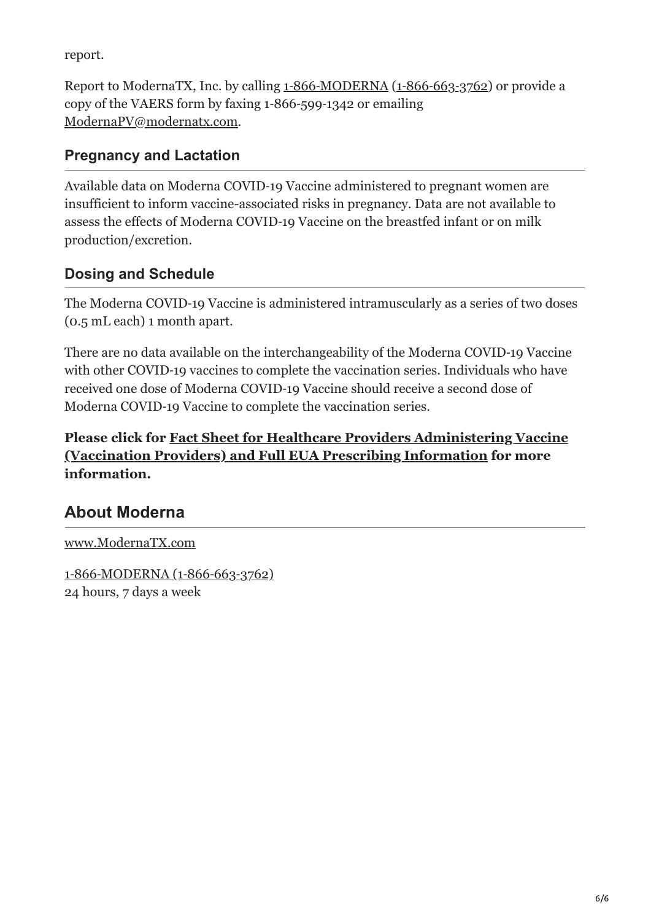report.

Report to ModernaTX, Inc. by calling 1-866-MODERNA (1-866-663-3762) or provide a copy of the VAERS form by faxing 1-866-599-1342 or emailing ModernaPV@modernatx.com.

### Pregnancy and Lactation

Available data on Moderna COVID-19 Vaccine administered to pregnant women are insufficient to inform vaccine-associated risks in pregnancy. Data are not available to assess the effects of Moderna COVID-19 Vaccine on the breastfed infant or on milk production/excretion.

### Dosing and Schedule

The Moderna COVID-19 Vaccine is administered intramuscularly as a series of two doses (0.5 mL each) 1 month apart.

There are no data available on the interchangeability of the Moderna COVID-19 Vaccine with other COVID-19 vaccines to complete the vaccination series. Individuals who have received one dose of Moderna COVID-19 Vaccine should receive a second dose of Moderna COVID-19 Vaccine to complete the vaccination series.

**Please click for Fact Sheet for Healthcare Providers Administering Vaccine (Vaccination Providers) and Full EUA Prescribing Information for more information.**

## About Moderna

www.ModernaTX.com

1-866-MODERNA (1-866-663-3762)
24 hours, 7 days a week